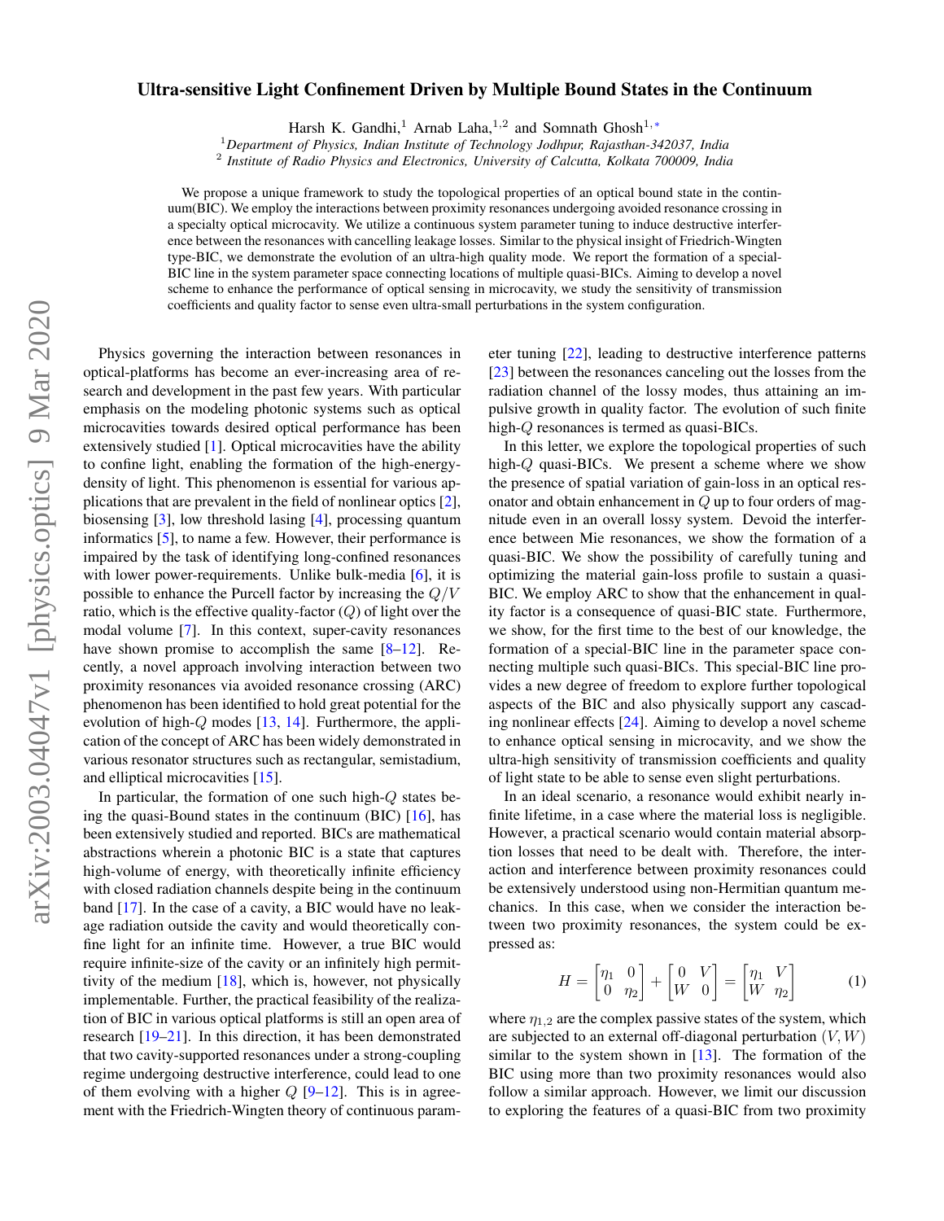# Ultra-sensitive Light Confinement Driven by Multiple Bound States in the Continuum

Harsh K. Gandhi,[1] Arnab Laha,[1,2] and Somnath Ghosh[1,*]

[1]*Department of Physics, Indian Institute of Technology Jodhpur, Rajasthan-342037, India*
[2] *Institute of Radio Physics and Electronics, University of Calcutta, Kolkata 700009, India*

We propose a unique framework to study the topological properties of an optical bound state in the continuum(BIC). We employ the interactions between proximity resonances undergoing avoided resonance crossing in a specialty optical microcavity. We utilize a continuous system parameter tuning to induce destructive interference between the resonances with cancelling leakage losses. Similar to the physical insight of Friedrich-Wingten type-BIC, we demonstrate the evolution of an ultra-high quality mode. We report the formation of a special-BIC line in the system parameter space connecting locations of multiple quasi-BICs. Aiming to develop a novel scheme to enhance the performance of optical sensing in microcavity, we study the sensitivity of transmission coefficients and quality factor to sense even ultra-small perturbations in the system configuration.

Physics governing the interaction between resonances in optical-platforms has become an ever-increasing area of research and development in the past few years. With particular emphasis on the modeling photonic systems such as optical microcavities towards desired optical performance has been extensively studied [1]. Optical microcavities have the ability to confine light, enabling the formation of the high-energy-density of light. This phenomenon is essential for various applications that are prevalent in the field of nonlinear optics [2], biosensing [3], low threshold lasing [4], processing quantum informatics [5], to name a few. However, their performance is impaired by the task of identifying long-confined resonances with lower power-requirements. Unlike bulk-media [6], it is possible to enhance the Purcell factor by increasing the $Q/V$ ratio, which is the effective quality-factor ($Q$) of light over the modal volume [7]. In this context, super-cavity resonances have shown promise to accomplish the same [8–12]. Recently, a novel approach involving interaction between two proximity resonances via avoided resonance crossing (ARC) phenomenon has been identified to hold great potential for the evolution of high-$Q$ modes [13, 14]. Furthermore, the application of the concept of ARC has been widely demonstrated in various resonator structures such as rectangular, semistadium, and elliptical microcavities [15].

In particular, the formation of one such high-$Q$ states being the quasi-Bound states in the continuum (BIC) [16], has been extensively studied and reported. BICs are mathematical abstractions wherein a photonic BIC is a state that captures high-volume of energy, with theoretically infinite efficiency with closed radiation channels despite being in the continuum band [17]. In the case of a cavity, a BIC would have no leakage radiation outside the cavity and would theoretically confine light for an infinite time. However, a true BIC would require infinite-size of the cavity or an infinitely high permittivity of the medium [18], which is, however, not physically implementable. Further, the practical feasibility of the realization of BIC in various optical platforms is still an open area of research [19–21]. In this direction, it has been demonstrated that two cavity-supported resonances under a strong-coupling regime undergoing destructive interference, could lead to one of them evolving with a higher $Q$ [9–12]. This is in agreement with the Friedrich-Wingten theory of continuous parameter tuning [22], leading to destructive interference patterns [23] between the resonances canceling out the losses from the radiation channel of the lossy modes, thus attaining an impulsive growth in quality factor. The evolution of such finite high-$Q$ resonances is termed as quasi-BICs.

In this letter, we explore the topological properties of such high-$Q$ quasi-BICs. We present a scheme where we show the presence of spatial variation of gain-loss in an optical resonator and obtain enhancement in $Q$ up to four orders of magnitude even in an overall lossy system. Devoid the interference between Mie resonances, we show the formation of a quasi-BIC. We show the possibility of carefully tuning and optimizing the material gain-loss profile to sustain a quasi-BIC. We employ ARC to show that the enhancement in quality factor is a consequence of quasi-BIC state. Furthermore, we show, for the first time to the best of our knowledge, the formation of a special-BIC line in the parameter space connecting multiple such quasi-BICs. This special-BIC line provides a new degree of freedom to explore further topological aspects of the BIC and also physically support any cascading nonlinear effects [24]. Aiming to develop a novel scheme to enhance optical sensing in microcavity, and we show the ultra-high sensitivity of transmission coefficients and quality of light state to be able to sense even slight perturbations.

In an ideal scenario, a resonance would exhibit nearly infinite lifetime, in a case where the material loss is negligible. However, a practical scenario would contain material absorption losses that need to be dealt with. Therefore, the interaction and interference between proximity resonances could be extensively understood using non-Hermitian quantum mechanics. In this case, when we consider the interaction between two proximity resonances, the system could be expressed as:

$$H = \begin{bmatrix} \eta_1 & 0 \\ 0 & \eta_2 \end{bmatrix} + \begin{bmatrix} 0 & V \\ W & 0 \end{bmatrix} = \begin{bmatrix} \eta_1 & V \\ W & \eta_2 \end{bmatrix} \quad (1)$$

where $\eta_{1,2}$ are the complex passive states of the system, which are subjected to an external off-diagonal perturbation $(V, W)$ similar to the system shown in [13]. The formation of the BIC using more than two proximity resonances would also follow a similar approach. However, we limit our discussion to exploring the features of a quasi-BIC from two proximity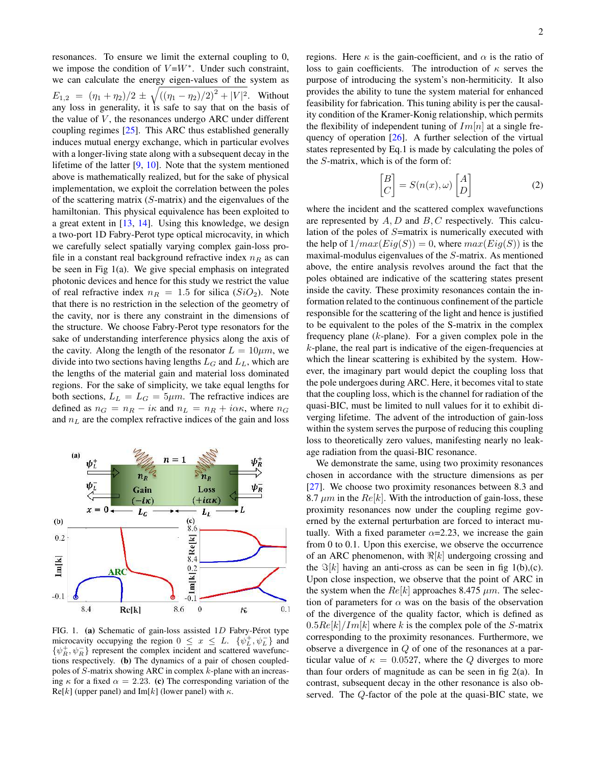resonances. To ensure we limit the external coupling to 0, we impose the condition of $V$=$W^*$. Under such constraint, we can calculate the energy eigen-values of the system as $E_{1,2} = (\eta_1 + \eta_2)/2 \pm \sqrt{((\eta_1 - \eta_2)/2)^2 + |V|^2}$. Without any loss in generality, it is safe to say that on the basis of the value of $V$, the resonances undergo ARC under different coupling regimes [25]. This ARC thus established generally induces mutual energy exchange, which in particular evolves with a longer-living state along with a subsequent decay in the lifetime of the latter [9, 10]. Note that the system mentioned above is mathematically realized, but for the sake of physical implementation, we exploit the correlation between the poles of the scattering matrix ($S$-matrix) and the eigenvalues of the hamiltonian. This physical equivalence has been exploited to a great extent in [13, 14]. Using this knowledge, we design a two-port 1D Fabry-Perot type optical microcavity, in which we carefully select spatially varying complex gain-loss profile in a constant real background refractive index $n_R$ as can be seen in Fig 1(a). We give special emphasis on integrated photonic devices and hence for this study we restrict the value of real refractive index $n_R$ = 1.5 for silica ($SiO_2$). Note that there is no restriction in the selection of the geometry of the cavity, nor is there any constraint in the dimensions of the structure. We choose Fabry-Perot type resonators for the sake of understanding interference physics along the axis of the cavity. Along the length of the resonator $L = 10\mu m$, we divide into two sections having lengths $L_G$ and $L_L$, which are the lengths of the material gain and material loss dominated regions. For the sake of simplicity, we take equal lengths for both sections, $L_L = L_G = 5\mu m$. The refractive indices are defined as $n_G = n_R - i\kappa$ and $n_L = n_R + i\alpha\kappa$, where $n_G$ and $n_L$ are the complex refractive indices of the gain and loss regions. Here $\kappa$ is the gain-coefficient, and $\alpha$ is the ratio of loss to gain coefficients. The introduction of $\kappa$ serves the purpose of introducing the system's non-hermiticity. It also provides the ability to tune the system material for enhanced feasibility for fabrication. This tuning ability is per the causality condition of the Kramer-Konig relationship, which permits the flexibility of independent tuning of $Im[n]$ at a single frequency of operation [26]. A further selection of the virtual states represented by Eq.1 is made by calculating the poles of the $S$-matrix, which is of the form of:

$$\begin{bmatrix} B \\ C \end{bmatrix} = S(n(x), \omega) \begin{bmatrix} A \\ D \end{bmatrix} \tag{2}$$

where the incident and the scattered complex wavefunctions are represented by $A, D$ and $B, C$ respectively. This calculation of the poles of $S$=matrix is numerically executed with the help of $1/max(Eig(S)) = 0$, where $max(Eig(S))$ is the maximal-modulus eigenvalues of the $S$-matrix. As mentioned above, the entire analysis revolves around the fact that the poles obtained are indicative of the scattering states present inside the cavity. These proximity resonances contain the information related to the continuous confinement of the particle responsible for the scattering of the light and hence is justified to be equivalent to the poles of the S-matrix in the complex frequency plane ($k$-plane). For a given complex pole in the $k$-plane, the real part is indicative of the eigen-frequencies at which the linear scattering is exhibited by the system. However, the imaginary part would depict the coupling loss that the pole undergoes during ARC. Here, it becomes vital to state that the coupling loss, which is the channel for radiation of the quasi-BIC, must be limited to null values for it to exhibit diverging lifetime. The advent of the introduction of gain-loss within the system serves the purpose of reducing this coupling loss to theoretically zero values, manifesting nearly no leakage radiation from the quasi-BIC resonance.

FIG. 1. **(a)** Schematic of gain-loss assisted $1D$ Fabry-Pérot type microcavity occupying the region $0 \leq x \leq L$. $\{\psi_L^+, \psi_L^-\}$ and $\{\psi_R^+, \psi_R^-\}$ represent the complex incident and scattered wavefunctions respectively. **(b)** The dynamics of a pair of chosen coupled-poles of $S$-matrix showing ARC in complex $k$-plane with an increasing $\kappa$ for a fixed $\alpha = 2.23$. **(c)** The corresponding variation of the Re[$k$] (upper panel) and Im[$k$] (lower panel) with $\kappa$.

We demonstrate the same, using two proximity resonances chosen in accordance with the structure dimensions as per [27]. We choose two proximity resonances between 8.3 and 8.7 $\mu m$ in the $Re[k]$. With the introduction of gain-loss, these proximity resonances now under the coupling regime governed by the external perturbation are forced to interact mutually. With a fixed parameter $\alpha$=2.23, we increase the gain from 0 to 0.1. Upon this exercise, we observe the occurrence of an ARC phenomenon, with $\Re[k]$ undergoing crossing and the $\Im[k]$ having an anti-cross as can be seen in fig 1(b),(c). Upon close inspection, we observe that the point of ARC in the system when the $Re[k]$ approaches 8.475 $\mu m$. The selection of parameters for $\alpha$ was on the basis of the observation of the divergence of the quality factor, which is defined as $0.5Re[k]/Im[k]$ where $k$ is the complex pole of the $S$-matrix corresponding to the proximity resonances. Furthermore, we observe a divergence in $Q$ of one of the resonances at a particular value of $\kappa$ = 0.0527, where the $Q$ diverges to more than four orders of magnitude as can be seen in fig 2(a). In contrast, subsequent decay in the other resonance is also observed. The $Q$-factor of the pole at the quasi-BIC state, we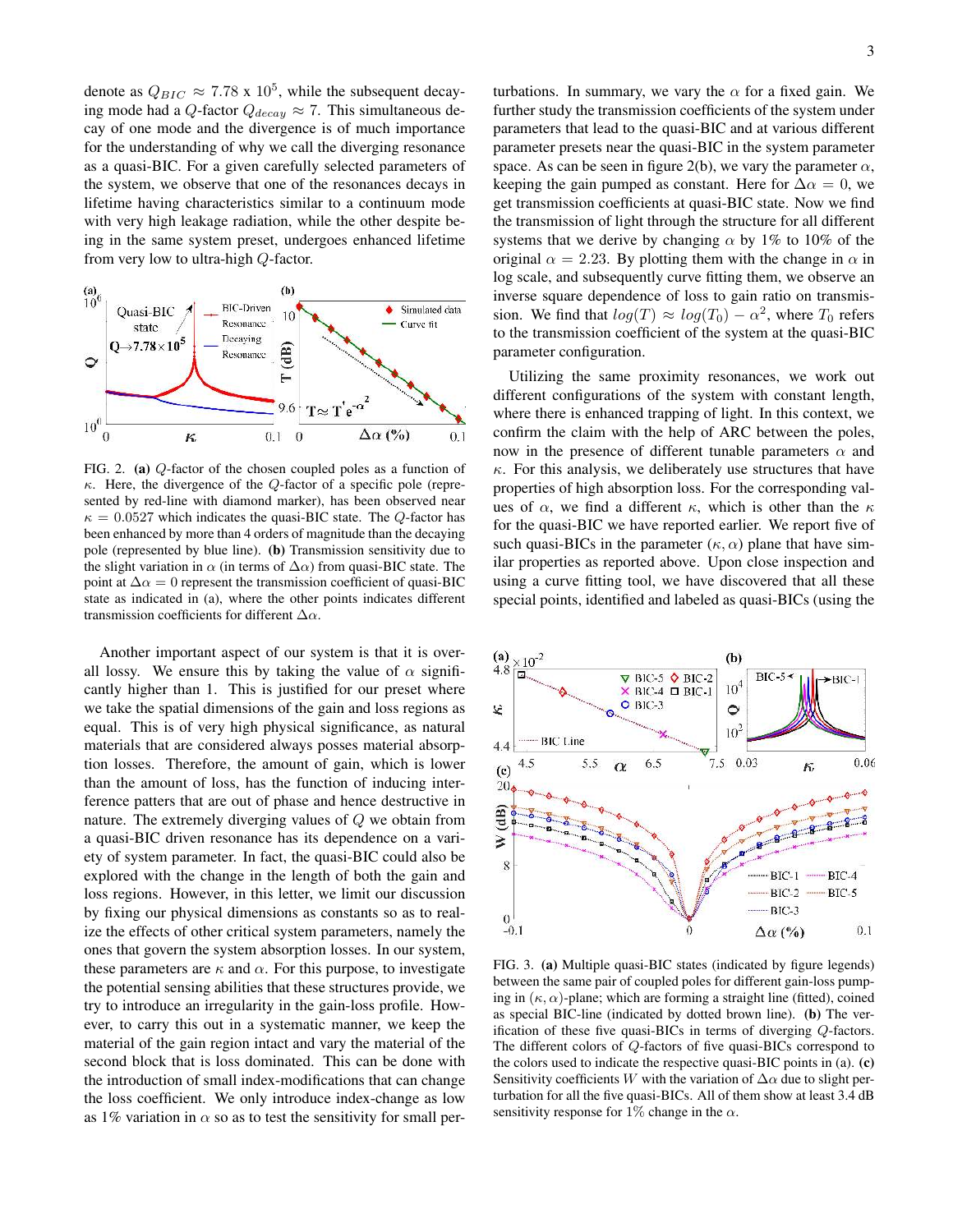denote as $Q_{BIC} \approx 7.78 \times 10^5$, while the subsequent decaying mode had a $Q$-factor $Q_{decay} \approx 7$. This simultaneous decay of one mode and the divergence is of much importance for the understanding of why we call the diverging resonance as a quasi-BIC. For a given carefully selected parameters of the system, we observe that one of the resonances decays in lifetime having characteristics similar to a continuum mode with very high leakage radiation, while the other despite being in the same system preset, undergoes enhanced lifetime from very low to ultra-high $Q$-factor.

FIG. 2. **(a)** $Q$-factor of the chosen coupled poles as a function of $\kappa$. Here, the divergence of the $Q$-factor of a specific pole (represented by red-line with diamond marker), has been observed near $\kappa = 0.0527$ which indicates the quasi-BIC state. The $Q$-factor has been enhanced by more than 4 orders of magnitude than the decaying pole (represented by blue line). **(b)** Transmission sensitivity due to the slight variation in $\alpha$ (in terms of $\Delta\alpha$) from quasi-BIC state. The point at $\Delta\alpha = 0$ represent the transmission coefficient of quasi-BIC state as indicated in (a), where the other points indicates different transmission coefficients for different $\Delta\alpha$.

Another important aspect of our system is that it is overall lossy. We ensure this by taking the value of $\alpha$ significantly higher than 1. This is justified for our preset where we take the spatial dimensions of the gain and loss regions as equal. This is of very high physical significance, as natural materials that are considered always posses material absorption losses. Therefore, the amount of gain, which is lower than the amount of loss, has the function of inducing interference patters that are out of phase and hence destructive in nature. The extremely diverging values of $Q$ we obtain from a quasi-BIC driven resonance has its dependence on a variety of system parameter. In fact, the quasi-BIC could also be explored with the change in the length of both the gain and loss regions. However, in this letter, we limit our discussion by fixing our physical dimensions as constants so as to realize the effects of other critical system parameters, namely the ones that govern the system absorption losses. In our system, these parameters are $\kappa$ and $\alpha$. For this purpose, to investigate the potential sensing abilities that these structures provide, we try to introduce an irregularity in the gain-loss profile. However, to carry this out in a systematic manner, we keep the material of the gain region intact and vary the material of the second block that is loss dominated. This can be done with the introduction of small index-modifications that can change the loss coefficient. We only introduce index-change as low as 1% variation in $\alpha$ so as to test the sensitivity for small perturbations. In summary, we vary the $\alpha$ for a fixed gain. We further study the transmission coefficients of the system under parameters that lead to the quasi-BIC and at various different parameter presets near the quasi-BIC in the system parameter space. As can be seen in figure 2(b), we vary the parameter $\alpha$, keeping the gain pumped as constant. Here for $\Delta\alpha = 0$, we get transmission coefficients at quasi-BIC state. Now we find the transmission of light through the structure for all different systems that we derive by changing $\alpha$ by 1% to 10% of the original $\alpha = 2.23$. By plotting them with the change in $\alpha$ in log scale, and subsequently curve fitting them, we observe an inverse square dependence of loss to gain ratio on transmission. We find that $log(T) \approx log(T_0) - \alpha^2$, where $T_0$ refers to the transmission coefficient of the system at the quasi-BIC parameter configuration.

Utilizing the same proximity resonances, we work out different configurations of the system with constant length, where there is enhanced trapping of light. In this context, we confirm the claim with the help of ARC between the poles, now in the presence of different tunable parameters $\alpha$ and $\kappa$. For this analysis, we deliberately use structures that have properties of high absorption loss. For the corresponding values of $\alpha$, we find a different $\kappa$, which is other than the $\kappa$ for the quasi-BIC we have reported earlier. We report five of such quasi-BICs in the parameter $(\kappa, \alpha)$ plane that have similar properties as reported above. Upon close inspection and using a curve fitting tool, we have discovered that all these special points, identified and labeled as quasi-BICs (using the

FIG. 3. **(a)** Multiple quasi-BIC states (indicated by figure legends) between the same pair of coupled poles for different gain-loss pumping in $(\kappa, \alpha)$-plane; which are forming a straight line (fitted), coined as special BIC-line (indicated by dotted brown line). **(b)** The verification of these five quasi-BICs in terms of diverging $Q$-factors. The different colors of $Q$-factors of five quasi-BICs correspond to the colors used to indicate the respective quasi-BIC points in (a). **(c)** Sensitivity coefficients $W$ with the variation of $\Delta\alpha$ due to slight perturbation for all the five quasi-BICs. All of them show at least 3.4 dB sensitivity response for 1% change in the $\alpha$.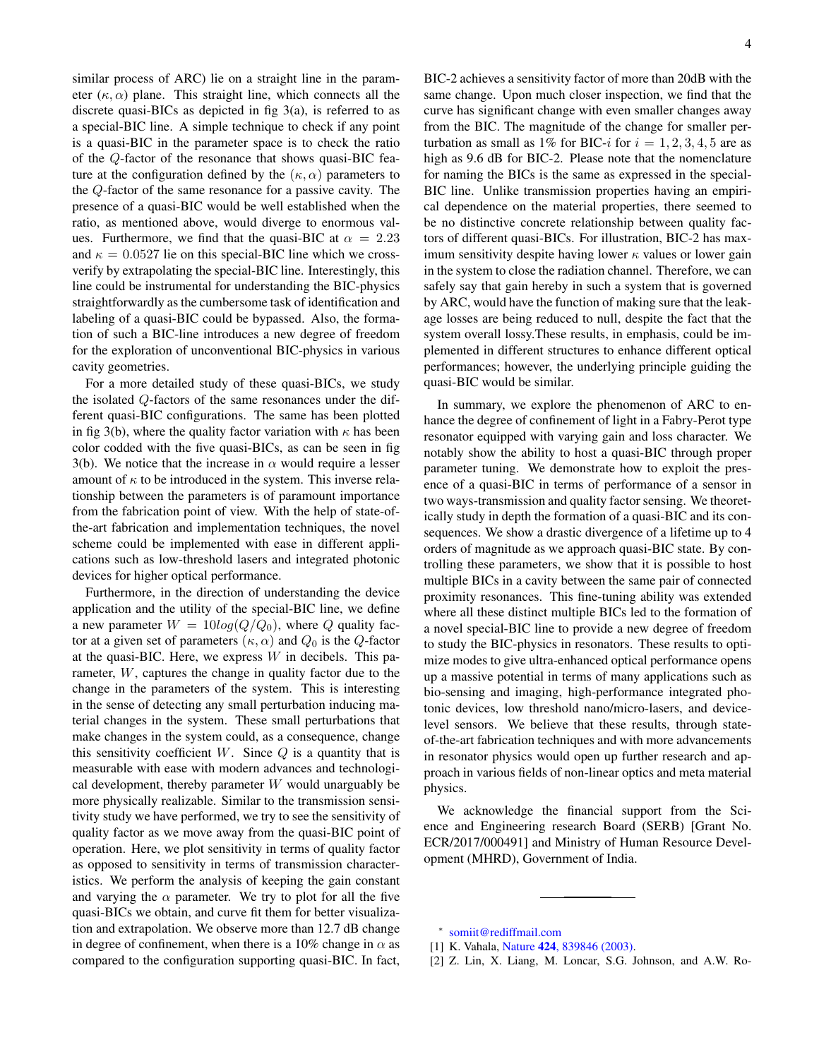similar process of ARC) lie on a straight line in the parameter $(\kappa, \alpha)$ plane. This straight line, which connects all the discrete quasi-BICs as depicted in fig 3(a), is referred to as a special-BIC line. A simple technique to check if any point is a quasi-BIC in the parameter space is to check the ratio of the $Q$-factor of the resonance that shows quasi-BIC feature at the configuration defined by the $(\kappa, \alpha)$ parameters to the $Q$-factor of the same resonance for a passive cavity. The presence of a quasi-BIC would be well established when the ratio, as mentioned above, would diverge to enormous values. Furthermore, we find that the quasi-BIC at $\alpha = 2.23$ and $\kappa = 0.0527$ lie on this special-BIC line which we cross-verify by extrapolating the special-BIC line. Interestingly, this line could be instrumental for understanding the BIC-physics straightforwardly as the cumbersome task of identification and labeling of a quasi-BIC could be bypassed. Also, the formation of such a BIC-line introduces a new degree of freedom for the exploration of unconventional BIC-physics in various cavity geometries.

For a more detailed study of these quasi-BICs, we study the isolated $Q$-factors of the same resonances under the different quasi-BIC configurations. The same has been plotted in fig 3(b), where the quality factor variation with $\kappa$ has been color codded with the five quasi-BICs, as can be seen in fig 3(b). We notice that the increase in $\alpha$ would require a lesser amount of $\kappa$ to be introduced in the system. This inverse relationship between the parameters is of paramount importance from the fabrication point of view. With the help of state-of-the-art fabrication and implementation techniques, the novel scheme could be implemented with ease in different applications such as low-threshold lasers and integrated photonic devices for higher optical performance.

Furthermore, in the direction of understanding the device application and the utility of the special-BIC line, we define a new parameter $W = 10log(Q/Q_0)$, where $Q$ quality factor at a given set of parameters $(\kappa, \alpha)$ and $Q_0$ is the $Q$-factor at the quasi-BIC. Here, we express $W$ in decibels. This parameter, $W$, captures the change in quality factor due to the change in the parameters of the system. This is interesting in the sense of detecting any small perturbation inducing material changes in the system. These small perturbations that make changes in the system could, as a consequence, change this sensitivity coefficient $W$. Since $Q$ is a quantity that is measurable with ease with modern advances and technological development, thereby parameter $W$ would unarguably be more physically realizable. Similar to the transmission sensitivity study we have performed, we try to see the sensitivity of quality factor as we move away from the quasi-BIC point of operation. Here, we plot sensitivity in terms of quality factor as opposed to sensitivity in terms of transmission characteristics. We perform the analysis of keeping the gain constant and varying the $\alpha$ parameter. We try to plot for all the five quasi-BICs we obtain, and curve fit them for better visualization and extrapolation. We observe more than 12.7 dB change in degree of confinement, when there is a 10% change in $\alpha$ as compared to the configuration supporting quasi-BIC. In fact, BIC-2 achieves a sensitivity factor of more than 20dB with the same change. Upon much closer inspection, we find that the curve has significant change with even smaller changes away from the BIC. The magnitude of the change for smaller perturbation as small as 1% for BIC-$i$ for $i = 1, 2, 3, 4, 5$ are as high as 9.6 dB for BIC-2. Please note that the nomenclature for naming the BICs is the same as expressed in the special-BIC line. Unlike transmission properties having an empirical dependence on the material properties, there seemed to be no distinctive concrete relationship between quality factors of different quasi-BICs. For illustration, BIC-2 has maximum sensitivity despite having lower $\kappa$ values or lower gain in the system to close the radiation channel. Therefore, we can safely say that gain hereby in such a system that is governed by ARC, would have the function of making sure that the leakage losses are being reduced to null, despite the fact that the system overall lossy.These results, in emphasis, could be implemented in different structures to enhance different optical performances; however, the underlying principle guiding the quasi-BIC would be similar.

In summary, we explore the phenomenon of ARC to enhance the degree of confinement of light in a Fabry-Perot type resonator equipped with varying gain and loss character. We notably show the ability to host a quasi-BIC through proper parameter tuning. We demonstrate how to exploit the presence of a quasi-BIC in terms of performance of a sensor in two ways-transmission and quality factor sensing. We theoretically study in depth the formation of a quasi-BIC and its consequences. We show a drastic divergence of a lifetime up to 4 orders of magnitude as we approach quasi-BIC state. By controlling these parameters, we show that it is possible to host multiple BICs in a cavity between the same pair of connected proximity resonances. This fine-tuning ability was extended where all these distinct multiple BICs led to the formation of a novel special-BIC line to provide a new degree of freedom to study the BIC-physics in resonators. These results to optimize modes to give ultra-enhanced optical performance opens up a massive potential in terms of many applications such as bio-sensing and imaging, high-performance integrated photonic devices, low threshold nano/micro-lasers, and device-level sensors. We believe that these results, through state-of-the-art fabrication techniques and with more advancements in resonator physics would open up further research and approach in various fields of non-linear optics and meta material physics.

We acknowledge the financial support from the Science and Engineering research Board (SERB) [Grant No. ECR/2017/000491] and Ministry of Human Resource Development (MHRD), Government of India.

---

[*] somiit@rediffmail.com

[1] K. Vahala, Nature **424**, 839846 (2003).

[2] Z. Lin, X. Liang, M. Loncar, S.G. Johnson, and A.W. Ro-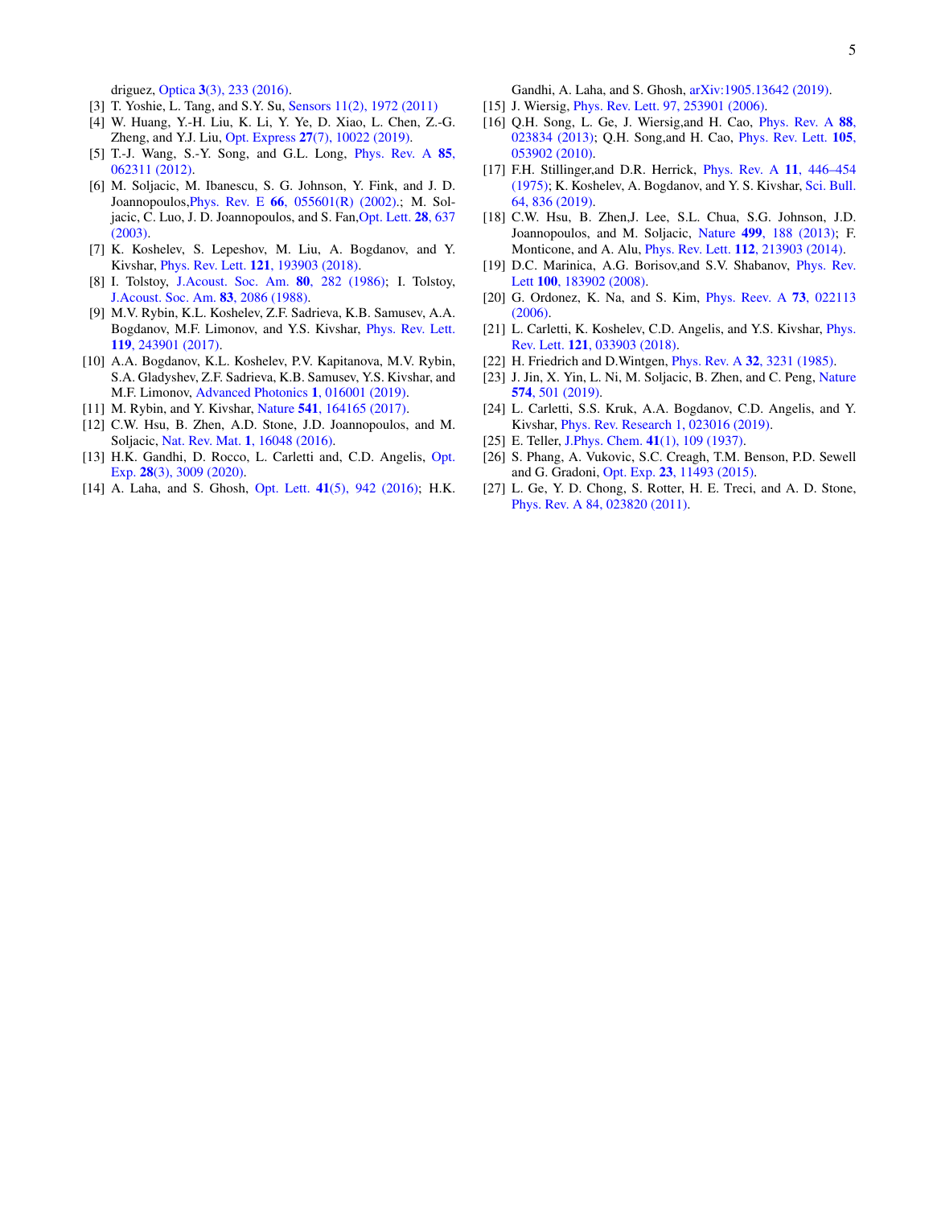driguez, Optica **3**(3), 233 (2016).

[3] T. Yoshie, L. Tang, and S.Y. Su, Sensors 11(2), 1972 (2011)

[4] W. Huang, Y.-H. Liu, K. Li, Y. Ye, D. Xiao, L. Chen, Z.-G. Zheng, and Y.J. Liu, Opt. Express **27**(7), 10022 (2019).

[5] T.-J. Wang, S.-Y. Song, and G.L. Long, Phys. Rev. A **85**, 062311 (2012).

[6] M. Soljacic, M. Ibanescu, S. G. Johnson, Y. Fink, and J. D. Joannopoulos,Phys. Rev. E **66**, 055601(R) (2002).; M. Soljacic, C. Luo, J. D. Joannopoulos, and S. Fan,Opt. Lett. **28**, 637 (2003).

[7] K. Koshelev, S. Lepeshov, M. Liu, A. Bogdanov, and Y. Kivshar, Phys. Rev. Lett. **121**, 193903 (2018).

[8] I. Tolstoy, J.Acoust. Soc. Am. **80**, 282 (1986); I. Tolstoy, J.Acoust. Soc. Am. **83**, 2086 (1988).

[9] M.V. Rybin, K.L. Koshelev, Z.F. Sadrieva, K.B. Samusev, A.A. Bogdanov, M.F. Limonov, and Y.S. Kivshar, Phys. Rev. Lett. **119**, 243901 (2017).

[10] A.A. Bogdanov, K.L. Koshelev, P.V. Kapitanova, M.V. Rybin, S.A. Gladyshev, Z.F. Sadrieva, K.B. Samusev, Y.S. Kivshar, and M.F. Limonov, Advanced Photonics **1**, 016001 (2019).

[11] M. Rybin, and Y. Kivshar, Nature **541**, 164165 (2017).

[12] C.W. Hsu, B. Zhen, A.D. Stone, J.D. Joannopoulos, and M. Soljacic, Nat. Rev. Mat. **1**, 16048 (2016).

[13] H.K. Gandhi, D. Rocco, L. Carletti and, C.D. Angelis, Opt. Exp. **28**(3), 3009 (2020).

[14] A. Laha, and S. Ghosh, Opt. Lett. **41**(5), 942 (2016); H.K. Gandhi, A. Laha, and S. Ghosh, arXiv:1905.13642 (2019).

[15] J. Wiersig, Phys. Rev. Lett. 97, 253901 (2006).

[16] Q.H. Song, L. Ge, J. Wiersig,and H. Cao, Phys. Rev. A **88**, 023834 (2013); Q.H. Song,and H. Cao, Phys. Rev. Lett. **105**, 053902 (2010).

[17] F.H. Stillinger,and D.R. Herrick, Phys. Rev. A **11**, 446–454 (1975); K. Koshelev, A. Bogdanov, and Y. S. Kivshar, Sci. Bull. 64, 836 (2019).

[18] C.W. Hsu, B. Zhen,J. Lee, S.L. Chua, S.G. Johnson, J.D. Joannopoulos, and M. Soljacic, Nature **499**, 188 (2013); F. Monticone, and A. Alu, Phys. Rev. Lett. **112**, 213903 (2014).

[19] D.C. Marinica, A.G. Borisov,and S.V. Shabanov, Phys. Rev. Lett **100**, 183902 (2008).

[20] G. Ordonez, K. Na, and S. Kim, Phys. Reev. A **73**, 022113 (2006).

[21] L. Carletti, K. Koshelev, C.D. Angelis, and Y.S. Kivshar, Phys. Rev. Lett. **121**, 033903 (2018).

[22] H. Friedrich and D.Wintgen, Phys. Rev. A **32**, 3231 (1985).

[23] J. Jin, X. Yin, L. Ni, M. Soljacic, B. Zhen, and C. Peng, Nature **574**, 501 (2019).

[24] L. Carletti, S.S. Kruk, A.A. Bogdanov, C.D. Angelis, and Y. Kivshar, Phys. Rev. Research 1, 023016 (2019).

[25] E. Teller, J.Phys. Chem. **41**(1), 109 (1937).

[26] S. Phang, A. Vukovic, S.C. Creagh, T.M. Benson, P.D. Sewell and G. Gradoni, Opt. Exp. **23**, 11493 (2015).

[27] L. Ge, Y. D. Chong, S. Rotter, H. E. Treci, and A. D. Stone, Phys. Rev. A 84, 023820 (2011).